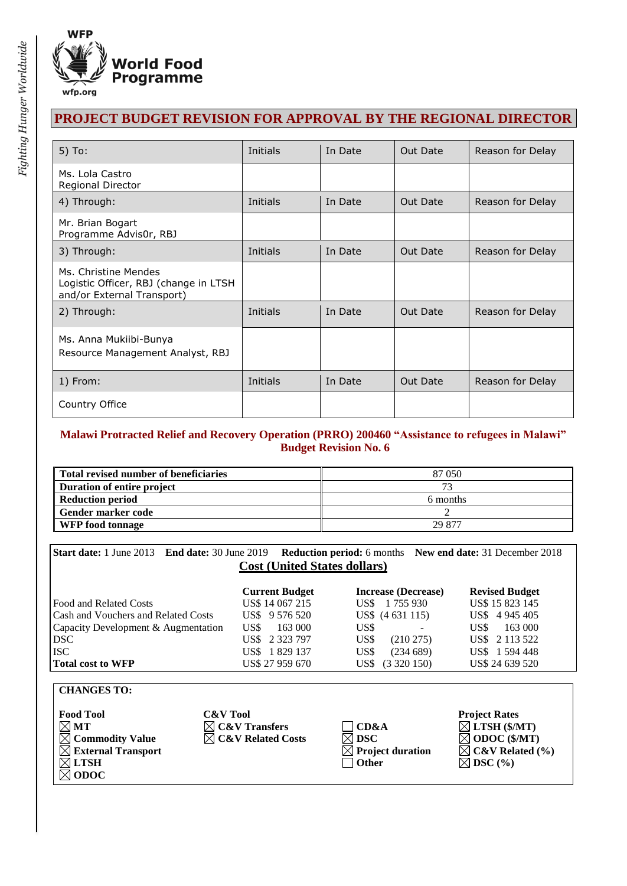# PROJECT BUDGET REVISION FOR APPROVAL BY THE REGIONAL DIRECTOR

| 5) To: | Initials | In Date | Out Date | Reason for Delay |
|---|---|---|---|---|
| Ms. Lola Castro<br>Regional Director | | | | |
| 4) Through: | Initials | In Date | Out Date | Reason for Delay |
| Mr. Brian Bogart<br>Programme Advis0r, RBJ | | | | |
| 3) Through: | Initials | In Date | Out Date | Reason for Delay |
| Ms. Christine Mendes<br>Logistic Officer, RBJ (change in LTSH and/or External Transport) | | | | |
| 2) Through: | Initials | In Date | Out Date | Reason for Delay |
| Ms. Anna Mukiibi-Bunya<br>Resource Management Analyst, RBJ | | | | |
| 1) From: | Initials | In Date | Out Date | Reason for Delay |
| Country Office | | | | |

## Malawi Protracted Relief and Recovery Operation (PRRO) 200460 "Assistance to refugees in Malawi" Budget Revision No. 6

| | |
|---|---|
| **Total revised number of beneficiaries** | 87 050 |
| **Duration of entire project** | 73 |
| **Reduction period** | 6 months |
| **Gender marker code** | 2 |
| **WFP food tonnage** | 29 877 |

**Start date:** 1 June 2013 **End date:** 30 June 2019 **Reduction period:** 6 months **New end date:** 31 December 2018

**Cost (United States dollars)**

| | Current Budget | Increase (Decrease) | Revised Budget |
|---|---|---|---|
| Food and Related Costs | US$ 14 067 215 | US$ 1 755 930 | US$ 15 823 145 |
| Cash and Vouchers and Related Costs | US$ 9 576 520 | US$ (4 631 115) | US$ 4 945 405 |
| Capacity Development & Augmentation | US$ 163 000 | US$ - | US$ 163 000 |
| DSC | US$ 2 323 797 | US$ (210 275) | US$ 2 113 522 |
| ISC | US$ 1 829 137 | US$ (234 689) | US$ 1 594 448 |
| **Total cost to WFP** | US$ 27 959 670 | US$ (3 320 150) | US$ 24 639 520 |

**CHANGES TO:**

| Food Tool | C&V Tool | | Project Rates |
|---|---|---|---|
| ☒ **MT** | ☒ **C&V Transfers** | ☐ **CD&A** | ☒ **LTSH ($/MT)** |
| ☒ **Commodity Value** | ☒ **C&V Related Costs** | ☒ **DSC** | ☒ **ODOC ($/MT)** |
| ☒ **External Transport** | | ☒ **Project duration** | ☒ **C&V Related (%)** |
| ☒ **LTSH** | | ☐ **Other** | ☒ **DSC (%)** |
| ☒ **ODOC** | | | |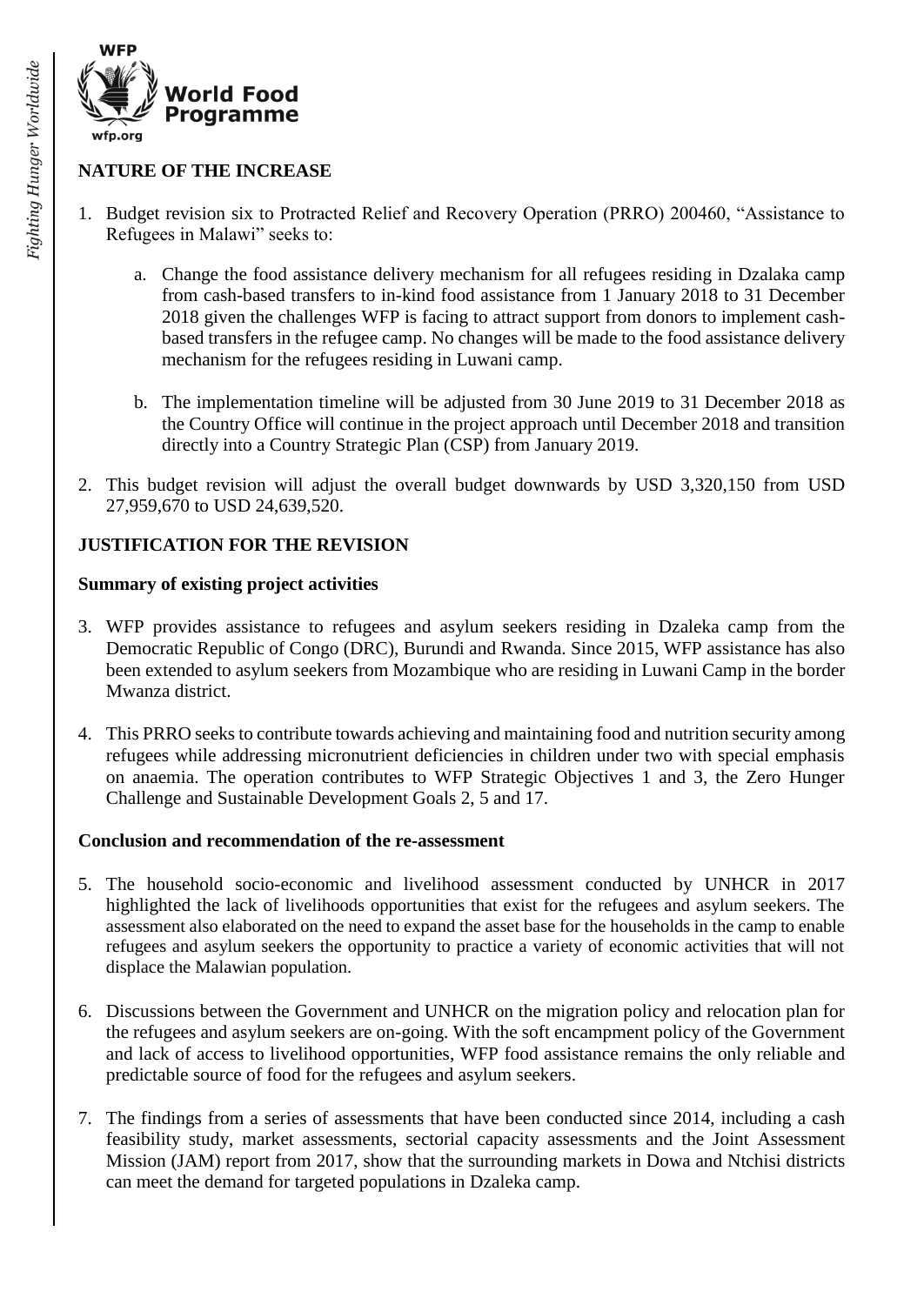## NATURE OF THE INCREASE

1. Budget revision six to Protracted Relief and Recovery Operation (PRRO) 200460, "Assistance to Refugees in Malawi" seeks to:

   a. Change the food assistance delivery mechanism for all refugees residing in Dzalaka camp from cash-based transfers to in-kind food assistance from 1 January 2018 to 31 December 2018 given the challenges WFP is facing to attract support from donors to implement cash-based transfers in the refugee camp. No changes will be made to the food assistance delivery mechanism for the refugees residing in Luwani camp.

   b. The implementation timeline will be adjusted from 30 June 2019 to 31 December 2018 as the Country Office will continue in the project approach until December 2018 and transition directly into a Country Strategic Plan (CSP) from January 2019.

2. This budget revision will adjust the overall budget downwards by USD 3,320,150 from USD 27,959,670 to USD 24,639,520.

## JUSTIFICATION FOR THE REVISION

### Summary of existing project activities

3. WFP provides assistance to refugees and asylum seekers residing in Dzaleka camp from the Democratic Republic of Congo (DRC), Burundi and Rwanda. Since 2015, WFP assistance has also been extended to asylum seekers from Mozambique who are residing in Luwani Camp in the border Mwanza district.

4. This PRRO seeks to contribute towards achieving and maintaining food and nutrition security among refugees while addressing micronutrient deficiencies in children under two with special emphasis on anaemia. The operation contributes to WFP Strategic Objectives 1 and 3, the Zero Hunger Challenge and Sustainable Development Goals 2, 5 and 17.

### Conclusion and recommendation of the re-assessment

5. The household socio-economic and livelihood assessment conducted by UNHCR in 2017 highlighted the lack of livelihoods opportunities that exist for the refugees and asylum seekers. The assessment also elaborated on the need to expand the asset base for the households in the camp to enable refugees and asylum seekers the opportunity to practice a variety of economic activities that will not displace the Malawian population.

6. Discussions between the Government and UNHCR on the migration policy and relocation plan for the refugees and asylum seekers are on-going. With the soft encampment policy of the Government and lack of access to livelihood opportunities, WFP food assistance remains the only reliable and predictable source of food for the refugees and asylum seekers.

7. The findings from a series of assessments that have been conducted since 2014, including a cash feasibility study, market assessments, sectorial capacity assessments and the Joint Assessment Mission (JAM) report from 2017, show that the surrounding markets in Dowa and Ntchisi districts can meet the demand for targeted populations in Dzaleka camp.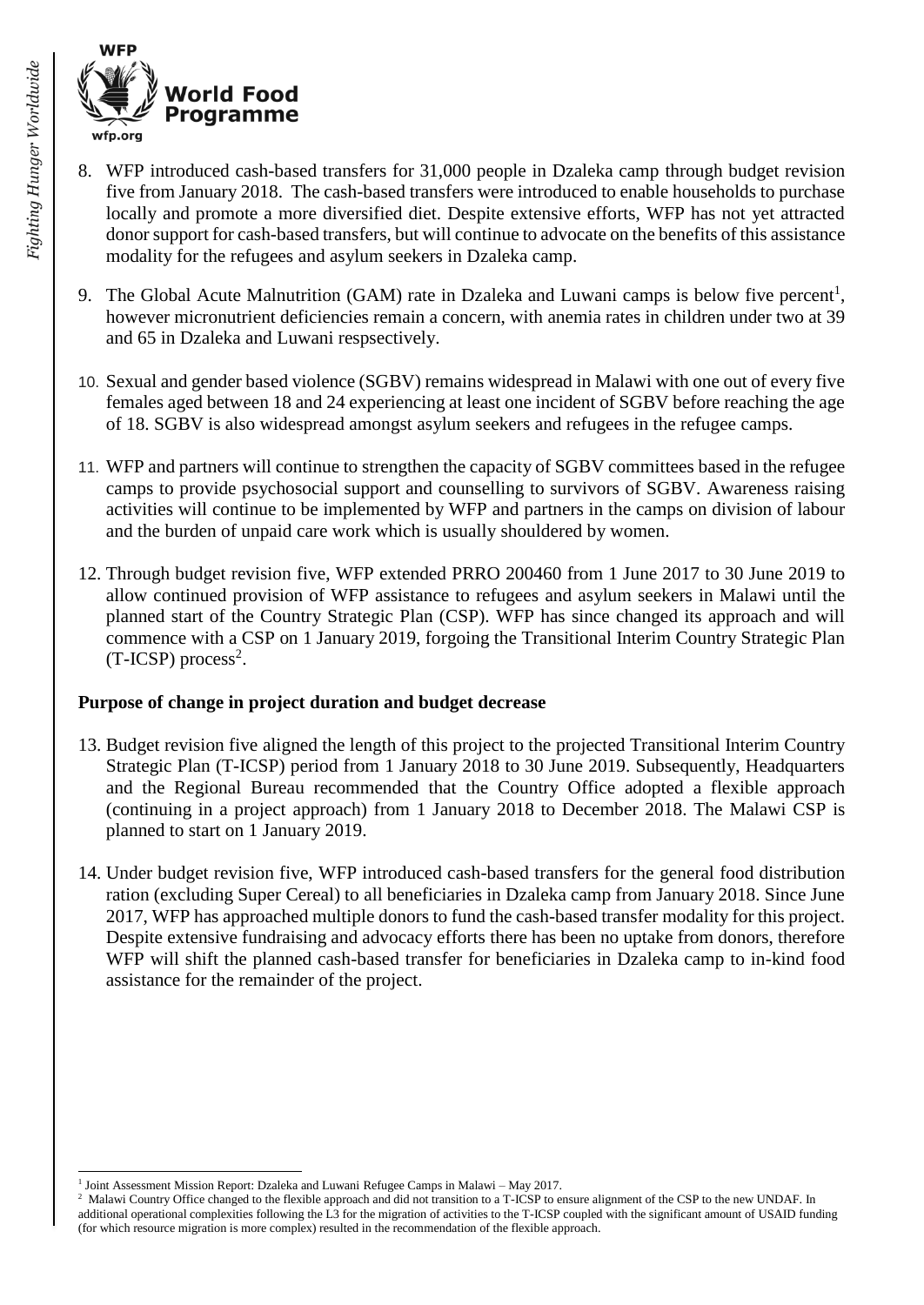8. WFP introduced cash-based transfers for 31,000 people in Dzaleka camp through budget revision five from January 2018. The cash-based transfers were introduced to enable households to purchase locally and promote a more diversified diet. Despite extensive efforts, WFP has not yet attracted donor support for cash-based transfers, but will continue to advocate on the benefits of this assistance modality for the refugees and asylum seekers in Dzaleka camp.

9. The Global Acute Malnutrition (GAM) rate in Dzaleka and Luwani camps is below five percent[1], however micronutrient deficiencies remain a concern, with anemia rates in children under two at 39 and 65 in Dzaleka and Luwani respsectively.

10. Sexual and gender based violence (SGBV) remains widespread in Malawi with one out of every five females aged between 18 and 24 experiencing at least one incident of SGBV before reaching the age of 18. SGBV is also widespread amongst asylum seekers and refugees in the refugee camps.

11. WFP and partners will continue to strengthen the capacity of SGBV committees based in the refugee camps to provide psychosocial support and counselling to survivors of SGBV. Awareness raising activities will continue to be implemented by WFP and partners in the camps on division of labour and the burden of unpaid care work which is usually shouldered by women.

12. Through budget revision five, WFP extended PRRO 200460 from 1 June 2017 to 30 June 2019 to allow continued provision of WFP assistance to refugees and asylum seekers in Malawi until the planned start of the Country Strategic Plan (CSP). WFP has since changed its approach and will commence with a CSP on 1 January 2019, forgoing the Transitional Interim Country Strategic Plan (T-ICSP) process[2].

**Purpose of change in project duration and budget decrease**

13. Budget revision five aligned the length of this project to the projected Transitional Interim Country Strategic Plan (T-ICSP) period from 1 January 2018 to 30 June 2019. Subsequently, Headquarters and the Regional Bureau recommended that the Country Office adopted a flexible approach (continuing in a project approach) from 1 January 2018 to December 2018. The Malawi CSP is planned to start on 1 January 2019.

14. Under budget revision five, WFP introduced cash-based transfers for the general food distribution ration (excluding Super Cereal) to all beneficiaries in Dzaleka camp from January 2018. Since June 2017, WFP has approached multiple donors to fund the cash-based transfer modality for this project. Despite extensive fundraising and advocacy efforts there has been no uptake from donors, therefore WFP will shift the planned cash-based transfer for beneficiaries in Dzaleka camp to in-kind food assistance for the remainder of the project.

---

[1] Joint Assessment Mission Report: Dzaleka and Luwani Refugee Camps in Malawi – May 2017.

[2] Malawi Country Office changed to the flexible approach and did not transition to a T-ICSP to ensure alignment of the CSP to the new UNDAF. In additional operational complexities following the L3 for the migration of activities to the T-ICSP coupled with the significant amount of USAID funding (for which resource migration is more complex) resulted in the recommendation of the flexible approach.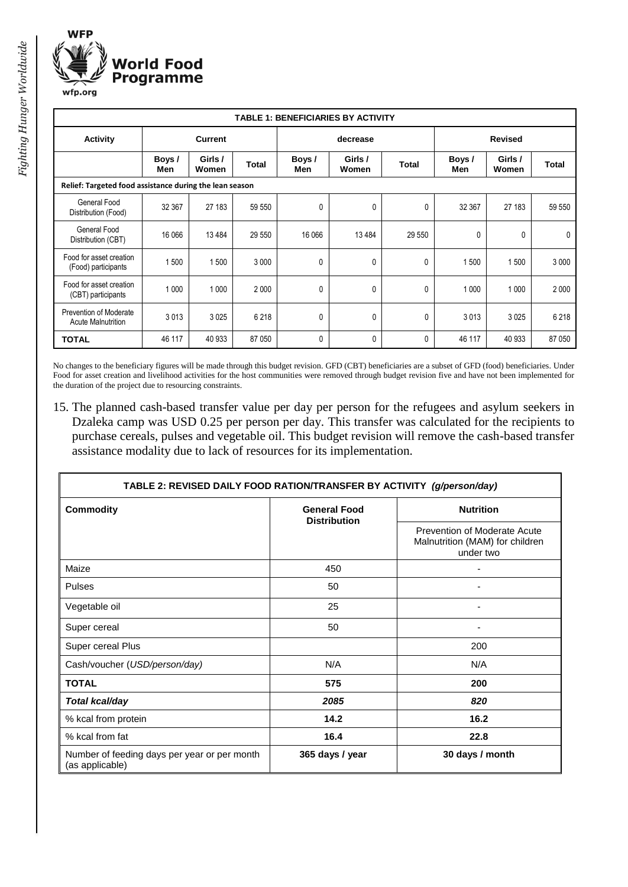| TABLE 1: BENEFICIARIES BY ACTIVITY | | | | | | | | | |
|---|---|---|---|---|---|---|---|---|---|
| **Activity** | **Current** | | | **decrease** | | | **Revised** | | |
| | **Boys / Men** | **Girls / Women** | **Total** | **Boys / Men** | **Girls / Women** | **Total** | **Boys / Men** | **Girls / Women** | **Total** |
| **Relief: Targeted food assistance during the lean season** | | | | | | | | | |
| General Food Distribution (Food) | 32 367 | 27 183 | 59 550 | 0 | 0 | 0 | 32 367 | 27 183 | 59 550 |
| General Food Distribution (CBT) | 16 066 | 13 484 | 29 550 | 16 066 | 13 484 | 29 550 | 0 | 0 | 0 |
| Food for asset creation (Food) participants | 1 500 | 1 500 | 3 000 | 0 | 0 | 0 | 1 500 | 1 500 | 3 000 |
| Food for asset creation (CBT) participants | 1 000 | 1 000 | 2 000 | 0 | 0 | 0 | 1 000 | 1 000 | 2 000 |
| Prevention of Moderate Acute Malnutrition | 3 013 | 3 025 | 6 218 | 0 | 0 | 0 | 3 013 | 3 025 | 6 218 |
| **TOTAL** | 46 117 | 40 933 | 87 050 | 0 | 0 | 0 | 46 117 | 40 933 | 87 050 |

No changes to the beneficiary figures will be made through this budget revision. GFD (CBT) beneficiaries are a subset of GFD (food) beneficiaries. Under Food for asset creation and livelihood activities for the host communities were removed through budget revision five and have not been implemented for the duration of the project due to resourcing constraints.

15. The planned cash-based transfer value per day per person for the refugees and asylum seekers in Dzaleka camp was USD 0.25 per person per day. This transfer was calculated for the recipients to purchase cereals, pulses and vegetable oil. This budget revision will remove the cash-based transfer assistance modality due to lack of resources for its implementation.

| TABLE 2: REVISED DAILY FOOD RATION/TRANSFER BY ACTIVITY *(g/person/day)* | | |
|---|---|---|
| **Commodity** | **General Food Distribution** | **Nutrition** |
| | | Prevention of Moderate Acute Malnutrition (MAM) for children under two |
| Maize | 450 | - |
| Pulses | 50 | - |
| Vegetable oil | 25 | - |
| Super cereal | 50 | - |
| Super cereal Plus | | 200 |
| Cash/voucher (*USD/person/day*) | N/A | N/A |
| **TOTAL** | **575** | **200** |
| ***Total kcal/day*** | ***2085*** | ***820*** |
| % kcal from protein | **14.2** | **16.2** |
| % kcal from fat | **16.4** | **22.8** |
| Number of feeding days per year or per month (as applicable) | **365 days / year** | **30 days / month** |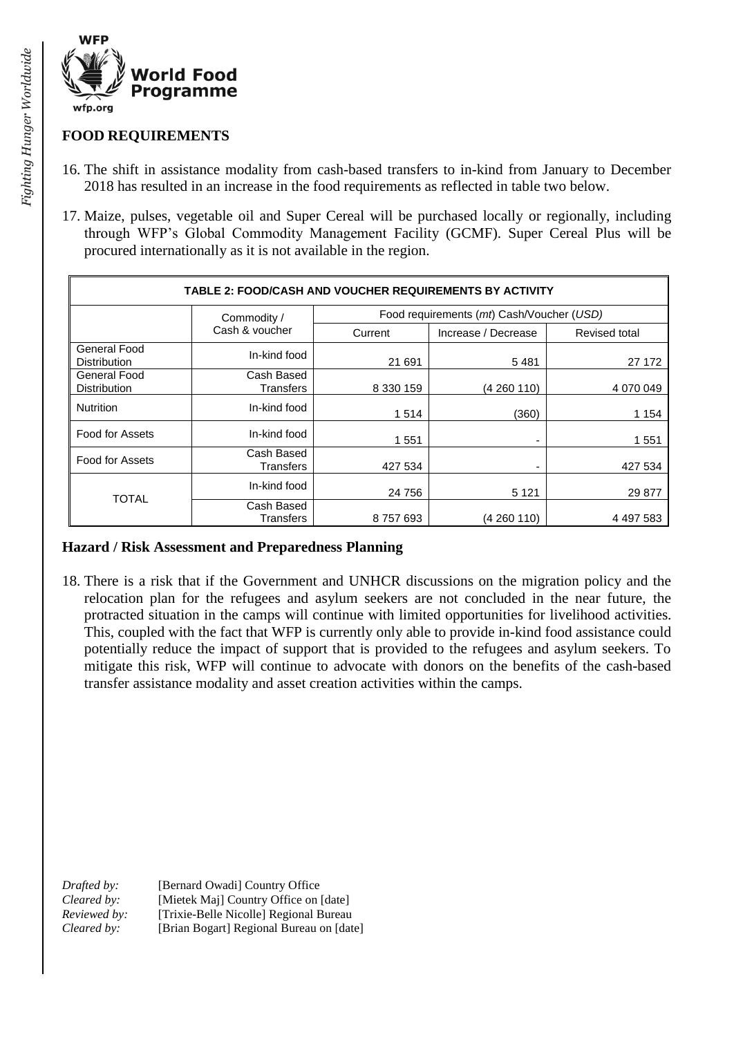## FOOD REQUIREMENTS

16. The shift in assistance modality from cash-based transfers to in-kind from January to December 2018 has resulted in an increase in the food requirements as reflected in table two below.

17. Maize, pulses, vegetable oil and Super Cereal will be purchased locally or regionally, including through WFP's Global Commodity Management Facility (GCMF). Super Cereal Plus will be procured internationally as it is not available in the region.

| TABLE 2: FOOD/CASH AND VOUCHER REQUIREMENTS BY ACTIVITY | | | | |
|---|---|---|---|---|
| | Commodity / Cash & voucher | Food requirements (*mt*) Cash/Voucher (*USD*) | | |
| | | Current | Increase / Decrease | Revised total |
| General Food Distribution | In-kind food | 21 691 | 5 481 | 27 172 |
| General Food Distribution | Cash Based Transfers | 8 330 159 | (4 260 110) | 4 070 049 |
| Nutrition | In-kind food | 1 514 | (360) | 1 154 |
| Food for Assets | In-kind food | 1 551 | - | 1 551 |
| Food for Assets | Cash Based Transfers | 427 534 | - | 427 534 |
| TOTAL | In-kind food | 24 756 | 5 121 | 29 877 |
| | Cash Based Transfers | 8 757 693 | (4 260 110) | 4 497 583 |

### Hazard / Risk Assessment and Preparedness Planning

18. There is a risk that if the Government and UNHCR discussions on the migration policy and the relocation plan for the refugees and asylum seekers are not concluded in the near future, the protracted situation in the camps will continue with limited opportunities for livelihood activities. This, coupled with the fact that WFP is currently only able to provide in-kind food assistance could potentially reduce the impact of support that is provided to the refugees and asylum seekers. To mitigate this risk, WFP will continue to advocate with donors on the benefits of the cash-based transfer assistance modality and asset creation activities within the camps.

*Drafted by:* [Bernard Owadi] Country Office
*Cleared by:* [Mietek Maj] Country Office on [date]
*Reviewed by:* [Trixie-Belle Nicolle] Regional Bureau
*Cleared by:* [Brian Bogart] Regional Bureau on [date]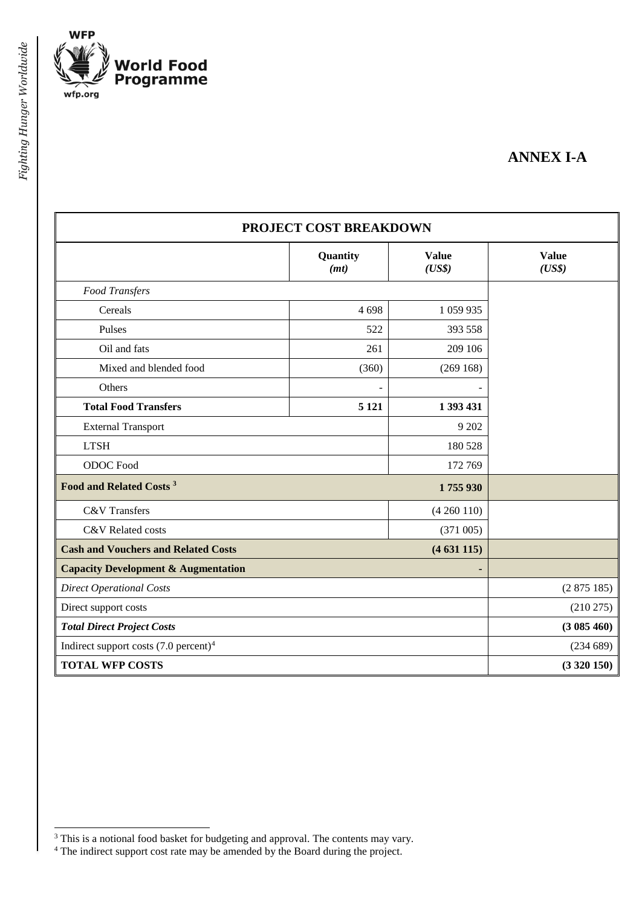# ANNEX I-A

| PROJECT COST BREAKDOWN | | | |
|---|---|---|---|
| | **Quantity** ***(mt)*** | **Value** ***(US$)*** | **Value** ***(US$)*** |
| *Food Transfers* | | | |
| Cereals | 4 698 | 1 059 935 | |
| Pulses | 522 | 393 558 | |
| Oil and fats | 261 | 209 106 | |
| Mixed and blended food | (360) | (269 168) | |
| Others | - | - | |
| **Total Food Transfers** | **5 121** | **1 393 431** | |
| External Transport | | 9 202 | |
| LTSH | | 180 528 | |
| ODOC Food | | 172 769 | |
| **Food and Related Costs** [3] | | **1 755 930** | |
| C&V Transfers | | (4 260 110) | |
| C&V Related costs | | (371 005) | |
| **Cash and Vouchers and Related Costs** | | **(4 631 115)** | |
| **Capacity Development & Augmentation** | | **-** | |
| *Direct Operational Costs* | | | (2 875 185) |
| Direct support costs | | | (210 275) |
| ***Total Direct Project Costs*** | | | **(3 085 460)** |
| Indirect support costs (7.0 percent)[4] | | | (234 689) |
| **TOTAL WFP COSTS** | | | **(3 320 150)** |

[3] This is a notional food basket for budgeting and approval. The contents may vary.

[4] The indirect support cost rate may be amended by the Board during the project.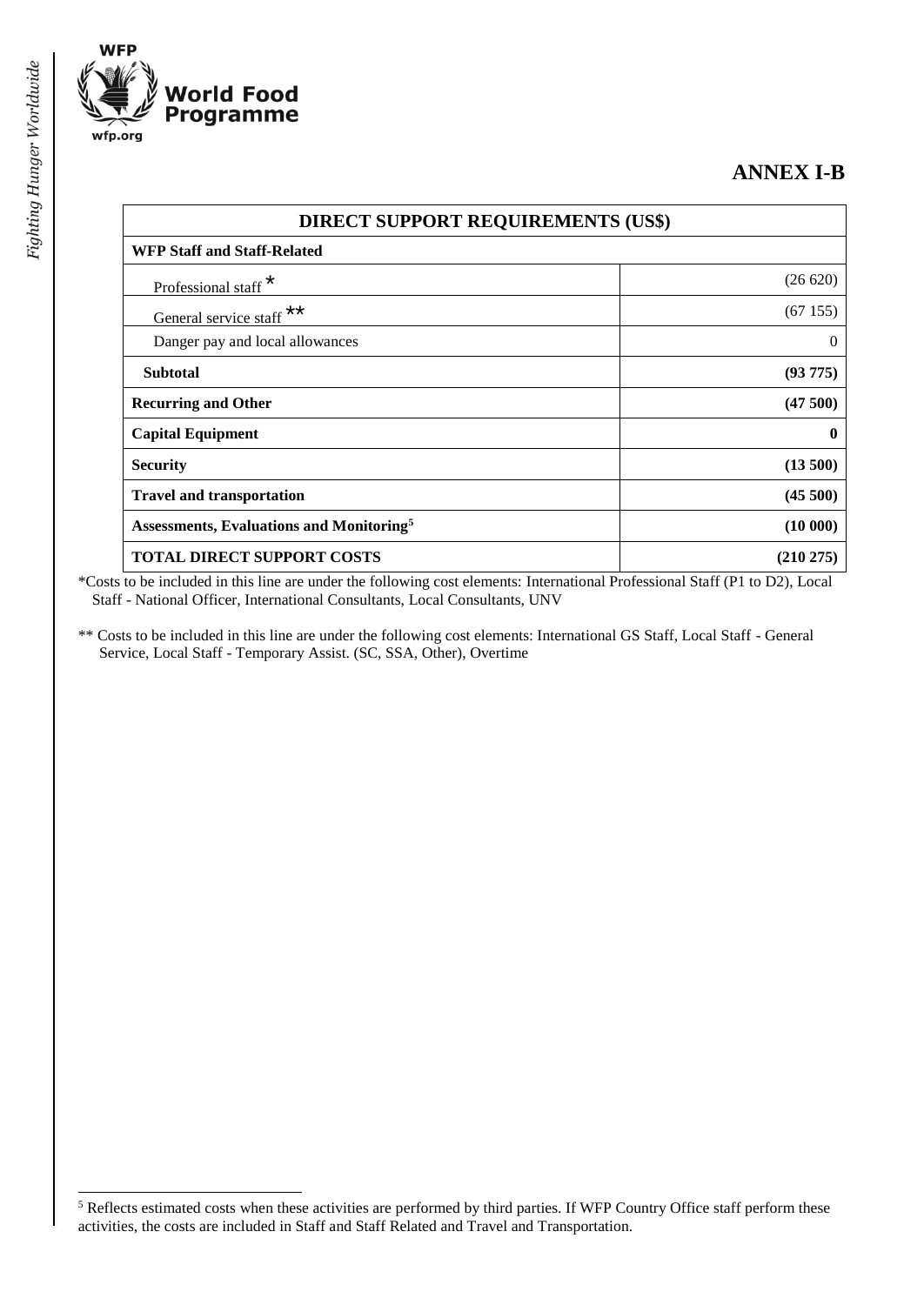# ANNEX I-B

| DIRECT SUPPORT REQUIREMENTS (US$) | |
|---|---|
| **WFP Staff and Staff-Related** | |
| Professional staff * | (26 620) |
| General service staff ** | (67 155) |
| Danger pay and local allowances | 0 |
| **Subtotal** | **(93 775)** |
| **Recurring and Other** | **(47 500)** |
| **Capital Equipment** | **0** |
| **Security** | **(13 500)** |
| **Travel and transportation** | **(45 500)** |
| **Assessments, Evaluations and Monitoring[5]** | **(10 000)** |
| **TOTAL DIRECT SUPPORT COSTS** | **(210 275)** |

*Costs to be included in this line are under the following cost elements: International Professional Staff (P1 to D2), Local Staff - National Officer, International Consultants, Local Consultants, UNV

** Costs to be included in this line are under the following cost elements: International GS Staff, Local Staff - General Service, Local Staff - Temporary Assist. (SC, SSA, Other), Overtime

[5] Reflects estimated costs when these activities are performed by third parties. If WFP Country Office staff perform these activities, the costs are included in Staff and Staff Related and Travel and Transportation.